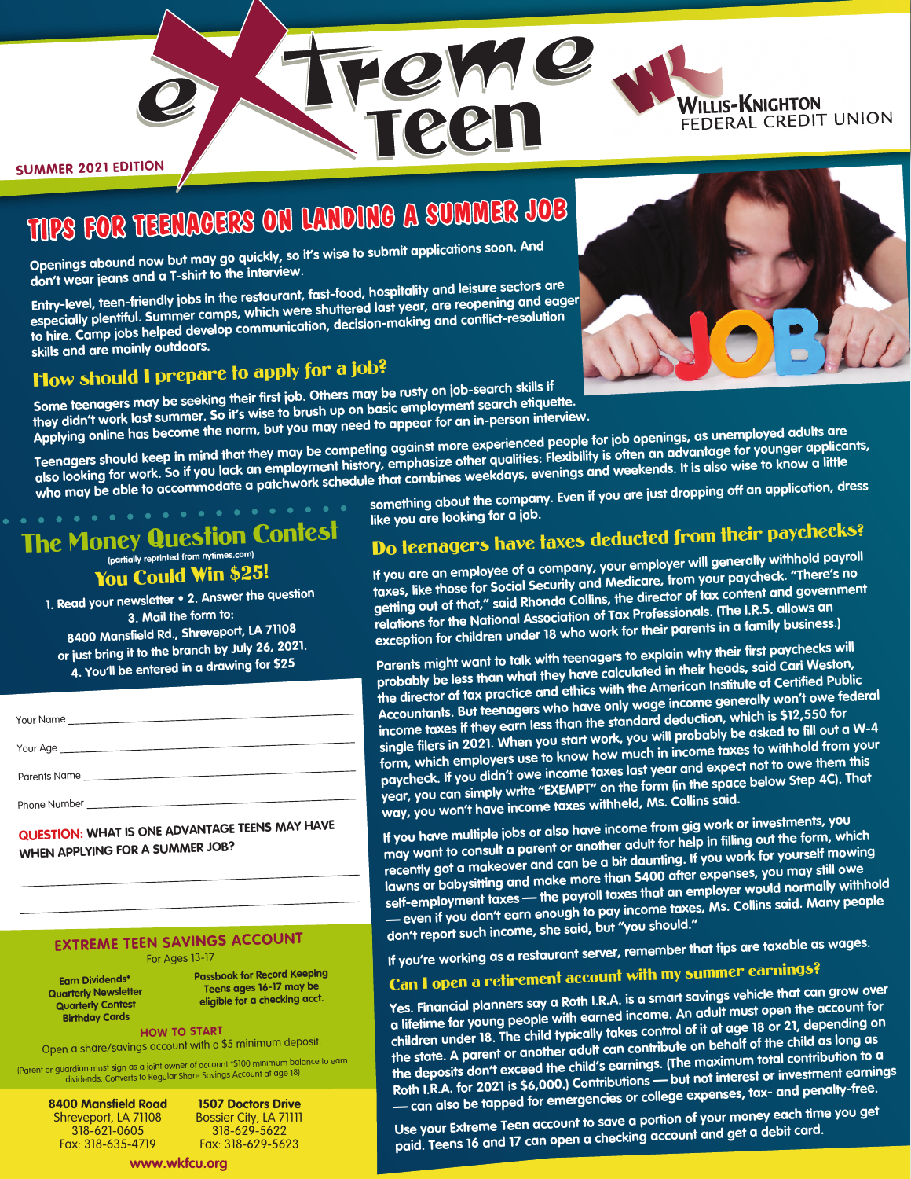# eXtreme Teen

WILLIS-KNIGHTON FEDERAL CREDIT UNION

SUMMER 2021 EDITION

## TIPS FOR TEENAGERS ON LANDING A SUMMER JOB

**Openings abound now but may go quickly, so it's wise to submit applications soon. And don't wear jeans and a T-shirt to the interview.**

Entry-level, teen-friendly jobs in the restaurant, fast-food, hospitality and leisure sectors are especially plentiful. Summer camps, which were shuttered last year, are reopening and eager to hire. Camp jobs helped develop communication, decision-making and conflict-resolution skills and are mainly outdoors.

### How should I prepare to apply for a job?

Some teenagers may be seeking their first job. Others may be rusty on job-search skills if they didn't work last summer. So it's wise to brush up on basic employment search etiquette. Applying online has become the norm, but you may need to appear for an in-person interview.

Teenagers should keep in mind that they may be competing against more experienced people for job openings, as unemployed adults are also looking for work. So if you lack an employment history, emphasize other qualities: Flexibility is often an advantage for younger applicants, who may be able to accommodate a patchwork schedule that combines weekdays, evenings and weekends. It is also wise to know a little something about the company. Even if you are just dropping off an application, dress like you are looking for a job.

### Do teenagers have taxes deducted from their paychecks?

If you are an employee of a company, your employer will generally withhold payroll taxes, like those for Social Security and Medicare, from your paycheck. "There's no getting out of that," said Rhonda Collins, the director of tax content and government relations for the National Association of Tax Professionals. (The I.R.S. allows an exception for children under 18 who work for their parents in a family business.)

Parents might want to talk with teenagers to explain why their first paychecks will probably be less than what they have calculated in their heads, said Cari Weston, the director of tax practice and ethics with the American Institute of Certified Public Accountants. But teenagers who have only wage income generally won't owe federal income taxes if they earn less than the standard deduction, which is $12,550 for single filers in 2021. When you start work, you will probably be asked to fill out a W-4 form, which employers use to know how much in income taxes to withhold from your paycheck. If you didn't owe income taxes last year and expect not to owe them this year, you can simply write "EXEMPT" on the form (in the space below Step 4C). That way, you won't have income taxes withheld, Ms. Collins said.

If you have multiple jobs or also have income from gig work or investments, you may want to consult a parent or another adult for help in filling out the form, which recently got a makeover and can be a bit daunting. If you work for yourself mowing lawns or babysitting and make more than $400 after expenses, you may still owe self-employment taxes — the payroll taxes that an employer would normally withhold — even if you don't earn enough to pay income taxes, Ms. Collins said. Many people don't report such income, she said, but "you should."

If you're working as a restaurant server, remember that tips are taxable as wages.

### Can I open a retirement account with my summer earnings?

Yes. Financial planners say a Roth I.R.A. is a smart savings vehicle that can grow over a lifetime for young people with earned income. An adult must open the account for children under 18. The child typically takes control of it at age 18 or 21, depending on the state. A parent or another adult can contribute on behalf of the child as long as the deposits don't exceed the child's earnings. (The maximum total contribution to a Roth I.R.A. for 2021 is $6,000.) Contributions — but not interest or investment earnings — can also be tapped for emergencies or college expenses, tax- and penalty-free.

Use your Extreme Teen account to save a portion of your money each time you get paid. Teens 16 and 17 can open a checking account and get a debit card.

## The Money Question Contest

(partially reprinted from nytimes.com)

### You Could Win $25!

1. Read your newsletter • 2. Answer the question
3. Mail the form to:
8400 Mansfield Rd., Shreveport, LA 71108
or just bring it to the branch by July 26, 2021.
4. You'll be entered in a drawing for $25

Your Name ____________________

Your Age ____________________

Parents Name ____________________

Phone Number ____________________

**QUESTION: WHAT IS ONE ADVANTAGE TEENS MAY HAVE WHEN APPLYING FOR A SUMMER JOB?**

____________________

____________________

## EXTREME TEEN SAVINGS ACCOUNT

For Ages 13-17

- Earn Dividends*
- Quarterly Newsletter
- Quarterly Contest
- Birthday Cards
- Passbook for Record Keeping
- Teens ages 16-17 may be eligible for a checking acct.

**HOW TO START**

Open a share/savings account with a $5 minimum deposit.

(Parent or guardian must sign as a joint owner of account *$100 minimum balance to earn dividends. Converts to Regular Share Savings Account at age 18)

**8400 Mansfield Road**
Shreveport, LA 71108
318-621-0605
Fax: 318-635-4719

**1507 Doctors Drive**
Bossier City, LA 71111
318-629-5622
Fax: 318-629-5623

www.wkfcu.org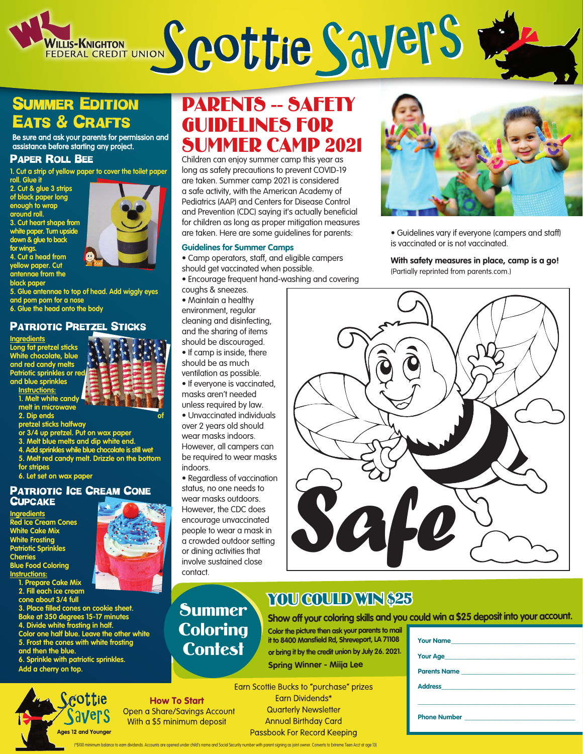# Scottie Savers

Willis-Knighton Federal Credit Union

## Summer Edition Eats & Crafts

Be sure and ask your parents for permission and assistance before starting any project.

### Paper Roll Bee

1. Cut a strip of yellow paper to cover the toilet paper roll. Glue it
2. Cut & glue 3 strips of black paper long enough to wrap around roll.
3. Cut heart shape from white paper. Turn upside down & glue to back for wings.
4. Cut a head from yellow paper. Cut antennae from the black paper
5. Glue antennae to top of head. Add wiggly eyes and pom pom for a nose
6. Glue the head onto the body

### Patriotic Pretzel Sticks

**Ingredients**

Long fat pretzel sticks
White chocolate, blue and red candy melts
Patriotic sprinkles or red and blue sprinkles

**Instructions:**

1. Melt white candy melt in microwave
2. Dip ends of pretzel sticks halfway or 3/4 up pretzel. Put on wax paper
3. Melt blue melts and dip white end.
4. Add sprinkles while blue chocolate is still wet
5. Melt red candy melt. Drizzle on the bottom for stripes
6. Let set on wax paper

### Patriotic Ice Cream Cone Cupcake

**Ingredients**

Red Ice Cream Cones
White Cake Mix
White Frosting
Patriotic Sprinkles
Cherries
Blue Food Coloring

**Instructions:**

1. Prepare Cake Mix
2. Fill each ice cream cone about 3/4 full
3. Place filled cones on cookie sheet. Bake at 350 degrees 15-17 minutes
4. Divide white frosting in half. Color one half blue. Leave the other white
5. Frost the cones with white frosting and then the blue.
6. Sprinkle with patriotic sprinkles. Add a cherry on top.

## Parents -- Safety Guidelines for Summer Camp 2021

Children can enjoy summer camp this year as long as safety precautions to prevent COVID-19 are taken. Summer camp 2021 is considered a safe activity, with the American Academy of Pediatrics (AAP) and Centers for Disease Control and Prevention (CDC) saying it's actually beneficial for children as long as proper mitigation measures are taken. Here are some guidelines for parents:

### Guidelines for Summer Camps

- Camp operators, staff, and eligible campers should get vaccinated when possible.
- Encourage frequent hand-washing and covering coughs & sneezes.
- Maintain a healthy environment, regular cleaning and disinfecting, and the sharing of items should be discouraged.
- If camp is inside, there should be as much ventilation as possible.
- If everyone is vaccinated, masks aren't needed unless required by law.
- Unvaccinated individuals over 2 years old should wear masks indoors. However, all campers can be required to wear masks indoors.
- Regardless of vaccination status, no one needs to wear masks outdoors. However, the CDC does encourage unvaccinated people to wear a mask in a crowded outdoor setting or dining activities that involve sustained close contact.
- Guidelines vary if everyone (campers and staff) is vaccinated or is not vaccinated.

**With safety measures in place, camp is a go!**
(Partially reprinted from parents.com.)

Safe

## Summer Coloring Contest

### You Could Win $25

**Show off your coloring skills and you could win a $25 deposit into your account.**

Color the picture then ask your parents to mail it to 8400 Mansfield Rd, Shreveport, LA 71108 or bring it by the credit union by July 26. 2021.

**Spring Winner - Miija Lee**

Your Name ____________________
Your Age ____________________
Parents Name ____________________
Address ____________________
Phone Number ____________________

Scottie Savers — Ages 12 and Younger

**How To Start**
Open a Share/Savings Account With a $5 minimum deposit

Earn Scottie Bucks to "purchase" prizes
Earn Dividends*
Quarterly Newsletter
Annual Birthday Card
Passbook For Record Keeping

(*$100 minimum balance to earn dividends. Accounts are opened under child's name and Social Security number with parent signing as joint owner. Converts to Extreme Teen Acct at age 13)